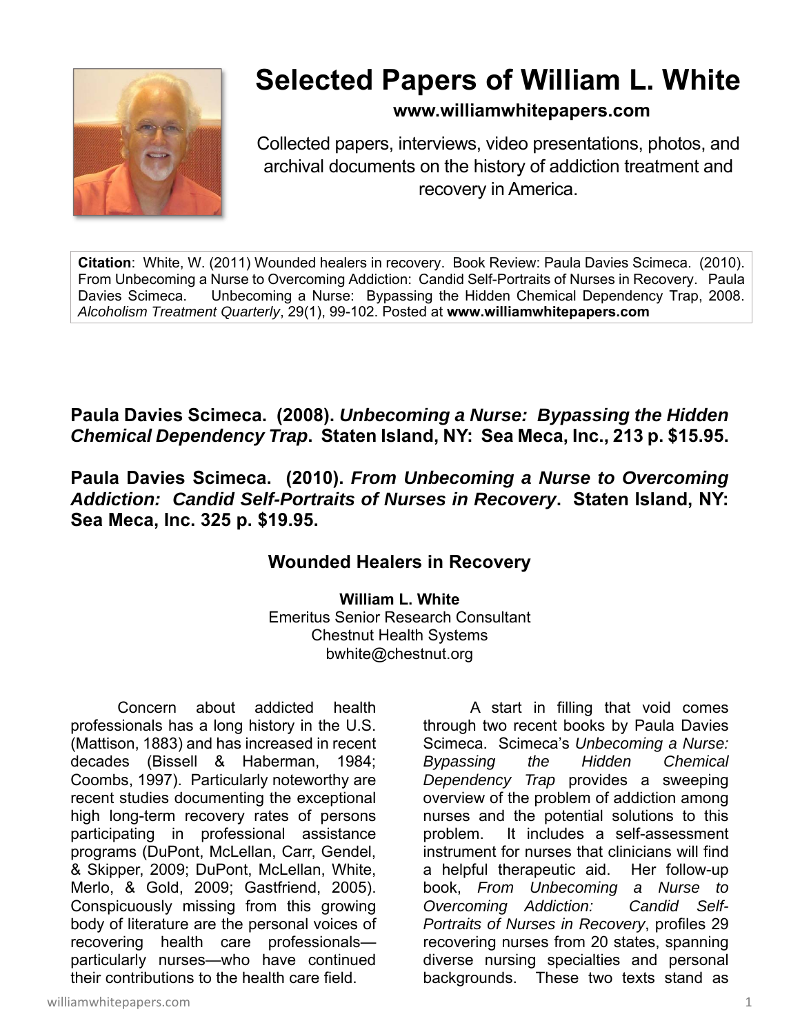# Selected Papers of William L. White

**www.williamwhitepapers.com**

Collected papers, interviews, video presentations, photos, and archival documents on the history of addiction treatment and recovery in America.

**Citation**: White, W. (2011) Wounded healers in recovery. Book Review: Paula Davies Scimeca. (2010). From Unbecoming a Nurse to Overcoming Addiction: Candid Self-Portraits of Nurses in Recovery. Paula Davies Scimeca. Unbecoming a Nurse: Bypassing the Hidden Chemical Dependency Trap, 2008. *Alcoholism Treatment Quarterly*, 29(1), 99-102. Posted at **www.williamwhitepapers.com**

**Paula Davies Scimeca. (2008). *Unbecoming a Nurse: Bypassing the Hidden Chemical Dependency Trap*. Staten Island, NY: Sea Meca, Inc., 213 p. $15.95.**

**Paula Davies Scimeca. (2010). *From Unbecoming a Nurse to Overcoming Addiction: Candid Self-Portraits of Nurses in Recovery*. Staten Island, NY: Sea Meca, Inc. 325 p. $19.95.**

## Wounded Healers in Recovery

**William L. White**
Emeritus Senior Research Consultant
Chestnut Health Systems
bwhite@chestnut.org

Concern about addicted health professionals has a long history in the U.S. (Mattison, 1883) and has increased in recent decades (Bissell & Haberman, 1984; Coombs, 1997). Particularly noteworthy are recent studies documenting the exceptional high long-term recovery rates of persons participating in professional assistance programs (DuPont, McLellan, Carr, Gendel, & Skipper, 2009; DuPont, McLellan, White, Merlo, & Gold, 2009; Gastfriend, 2005). Conspicuously missing from this growing body of literature are the personal voices of recovering health care professionals—particularly nurses—who have continued their contributions to the health care field.

A start in filling that void comes through two recent books by Paula Davies Scimeca. Scimeca's *Unbecoming a Nurse: Bypassing the Hidden Chemical Dependency Trap* provides a sweeping overview of the problem of addiction among nurses and the potential solutions to this problem. It includes a self-assessment instrument for nurses that clinicians will find a helpful therapeutic aid. Her follow-up book, *From Unbecoming a Nurse to Overcoming Addiction: Candid Self-Portraits of Nurses in Recovery*, profiles 29 recovering nurses from 20 states, spanning diverse nursing specialties and personal backgrounds. These two texts stand as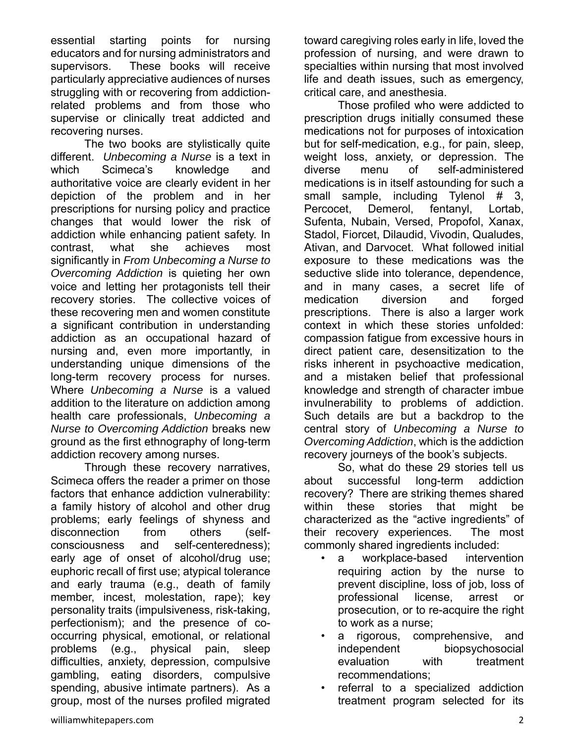essential starting points for nursing educators and for nursing administrators and supervisors. These books will receive particularly appreciative audiences of nurses struggling with or recovering from addiction-related problems and from those who supervise or clinically treat addicted and recovering nurses.

The two books are stylistically quite different. *Unbecoming a Nurse* is a text in which Scimeca's knowledge and authoritative voice are clearly evident in her depiction of the problem and in her prescriptions for nursing policy and practice changes that would lower the risk of addiction while enhancing patient safety. In contrast, what she achieves most significantly in *From Unbecoming a Nurse to Overcoming Addiction* is quieting her own voice and letting her protagonists tell their recovery stories. The collective voices of these recovering men and women constitute a significant contribution in understanding addiction as an occupational hazard of nursing and, even more importantly, in understanding unique dimensions of the long-term recovery process for nurses. Where *Unbecoming a Nurse* is a valued addition to the literature on addiction among health care professionals, *Unbecoming a Nurse to Overcoming Addiction* breaks new ground as the first ethnography of long-term addiction recovery among nurses.

Through these recovery narratives, Scimeca offers the reader a primer on those factors that enhance addiction vulnerability: a family history of alcohol and other drug problems; early feelings of shyness and disconnection from others (self-consciousness and self-centeredness); early age of onset of alcohol/drug use; euphoric recall of first use; atypical tolerance and early trauma (e.g., death of family member, incest, molestation, rape); key personality traits (impulsiveness, risk-taking, perfectionism); and the presence of co-occurring physical, emotional, or relational problems (e.g., physical pain, sleep difficulties, anxiety, depression, compulsive gambling, eating disorders, compulsive spending, abusive intimate partners). As a group, most of the nurses profiled migrated toward caregiving roles early in life, loved the profession of nursing, and were drawn to specialties within nursing that most involved life and death issues, such as emergency, critical care, and anesthesia.

Those profiled who were addicted to prescription drugs initially consumed these medications not for purposes of intoxication but for self-medication, e.g., for pain, sleep, weight loss, anxiety, or depression. The diverse menu of self-administered medications is in itself astounding for such a small sample, including Tylenol # 3, Percocet, Demerol, fentanyl, Lortab, Sufenta, Nubain, Versed, Propofol, Xanax, Stadol, Fiorcet, Dilaudid, Vivodin, Qualudes, Ativan, and Darvocet. What followed initial exposure to these medications was the seductive slide into tolerance, dependence, and in many cases, a secret life of medication diversion and forged prescriptions. There is also a larger work context in which these stories unfolded: compassion fatigue from excessive hours in direct patient care, desensitization to the risks inherent in psychoactive medication, and a mistaken belief that professional knowledge and strength of character imbue invulnerability to problems of addiction. Such details are but a backdrop to the central story of *Unbecoming a Nurse to Overcoming Addiction*, which is the addiction recovery journeys of the book's subjects.

So, what do these 29 stories tell us about successful long-term addiction recovery? There are striking themes shared within these stories that might be characterized as the "active ingredients" of their recovery experiences. The most commonly shared ingredients included:

- a workplace-based intervention requiring action by the nurse to prevent discipline, loss of job, loss of professional license, arrest or prosecution, or to re-acquire the right to work as a nurse;
- a rigorous, comprehensive, and independent biopsychosocial evaluation with treatment recommendations;
- referral to a specialized addiction treatment program selected for its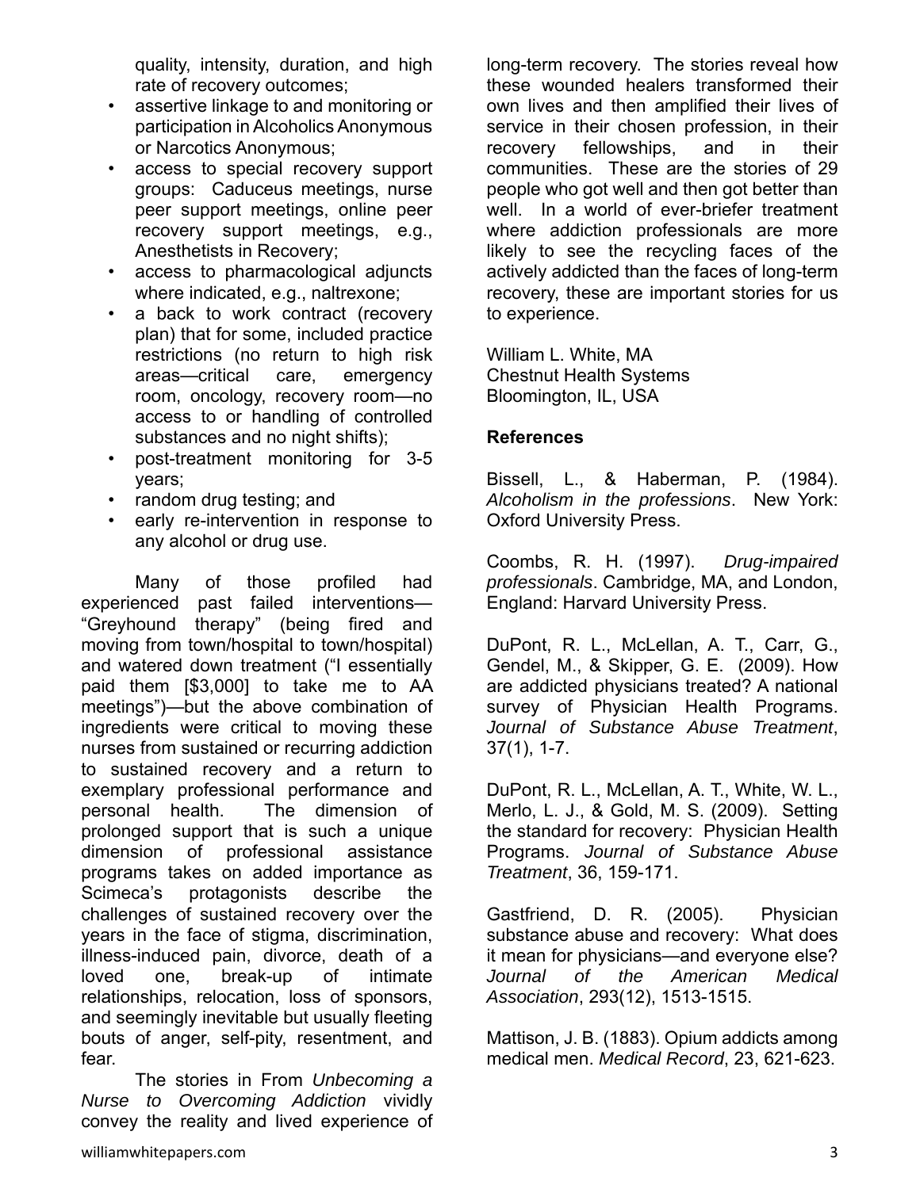quality, intensity, duration, and high rate of recovery outcomes;

- assertive linkage to and monitoring or participation in Alcoholics Anonymous or Narcotics Anonymous;
- access to special recovery support groups: Caduceus meetings, nurse peer support meetings, online peer recovery support meetings, e.g., Anesthetists in Recovery;
- access to pharmacological adjuncts where indicated, e.g., naltrexone;
- a back to work contract (recovery plan) that for some, included practice restrictions (no return to high risk areas—critical care, emergency room, oncology, recovery room—no access to or handling of controlled substances and no night shifts);
- post-treatment monitoring for 3-5 years;
- random drug testing; and
- early re-intervention in response to any alcohol or drug use.

Many of those profiled had experienced past failed interventions—"Greyhound therapy" (being fired and moving from town/hospital to town/hospital) and watered down treatment ("I essentially paid them [$3,000] to take me to AA meetings")—but the above combination of ingredients were critical to moving these nurses from sustained or recurring addiction to sustained recovery and a return to exemplary professional performance and personal health. The dimension of prolonged support that is such a unique dimension of professional assistance programs takes on added importance as Scimeca's protagonists describe the challenges of sustained recovery over the years in the face of stigma, discrimination, illness-induced pain, divorce, death of a loved one, break-up of intimate relationships, relocation, loss of sponsors, and seemingly inevitable but usually fleeting bouts of anger, self-pity, resentment, and fear.

The stories in From *Unbecoming a Nurse to Overcoming Addiction* vividly convey the reality and lived experience of long-term recovery. The stories reveal how these wounded healers transformed their own lives and then amplified their lives of service in their chosen profession, in their recovery fellowships, and in their communities. These are the stories of 29 people who got well and then got better than well. In a world of ever-briefer treatment where addiction professionals are more likely to see the recycling faces of the actively addicted than the faces of long-term recovery, these are important stories for us to experience.

William L. White, MA
Chestnut Health Systems
Bloomington, IL, USA

## References

Bissell, L., & Haberman, P. (1984). *Alcoholism in the professions*. New York: Oxford University Press.

Coombs, R. H. (1997). *Drug-impaired professionals*. Cambridge, MA, and London, England: Harvard University Press.

DuPont, R. L., McLellan, A. T., Carr, G., Gendel, M., & Skipper, G. E. (2009). How are addicted physicians treated? A national survey of Physician Health Programs. *Journal of Substance Abuse Treatment*, 37(1), 1-7.

DuPont, R. L., McLellan, A. T., White, W. L., Merlo, L. J., & Gold, M. S. (2009). Setting the standard for recovery: Physician Health Programs. *Journal of Substance Abuse Treatment*, 36, 159-171.

Gastfriend, D. R. (2005). Physician substance abuse and recovery: What does it mean for physicians—and everyone else? *Journal of the American Medical Association*, 293(12), 1513-1515.

Mattison, J. B. (1883). Opium addicts among medical men. *Medical Record*, 23, 621-623.